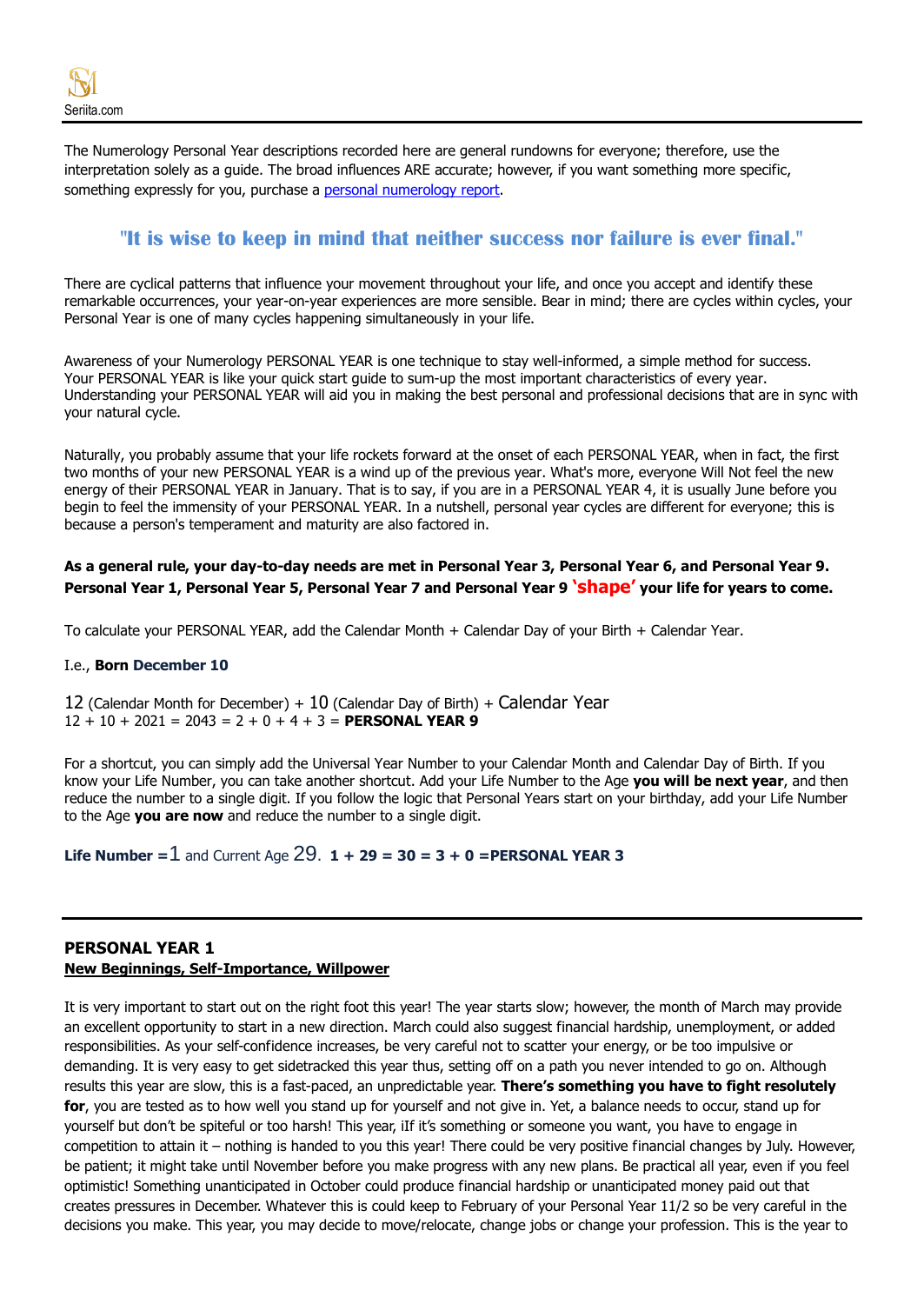The Numerology Personal Year descriptions recorded here are general rundowns for everyone; therefore, use the interpretation solely as a guide. The broad influences ARE accurate; however, if you want something more specific, something expressly for you, purchase a [personal numerology report](#).

## "It is wise to keep in mind that neither success nor failure is ever final."

There are cyclical patterns that influence your movement throughout your life, and once you accept and identify these remarkable occurrences, your year-on-year experiences are more sensible. Bear in mind; there are cycles within cycles, your Personal Year is one of many cycles happening simultaneously in your life.

Awareness of your Numerology PERSONAL YEAR is one technique to stay well-informed, a simple method for success. Your PERSONAL YEAR is like your quick start guide to sum-up the most important characteristics of every year. Understanding your PERSONAL YEAR will aid you in making the best personal and professional decisions that are in sync with your natural cycle.

Naturally, you probably assume that your life rockets forward at the onset of each PERSONAL YEAR, when in fact, the first two months of your new PERSONAL YEAR is a wind up of the previous year. What's more, everyone Will Not feel the new energy of their PERSONAL YEAR in January. That is to say, if you are in a PERSONAL YEAR 4, it is usually June before you begin to feel the immensity of your PERSONAL YEAR. In a nutshell, personal year cycles are different for everyone; this is because a person's temperament and maturity are also factored in.

**As a general rule, your day-to-day needs are met in Personal Year 3, Personal Year 6, and Personal Year 9. Personal Year 1, Personal Year 5, Personal Year 7 and Personal Year 9 'shape' your life for years to come.**

To calculate your PERSONAL YEAR, add the Calendar Month + Calendar Day of your Birth + Calendar Year.

I.e., **Born December 10**

12 (Calendar Month for December) + 10 (Calendar Day of Birth) + Calendar Year
12 + 10 + 2021 = 2043 = 2 + 0 + 4 + 3 = **PERSONAL YEAR 9**

For a shortcut, you can simply add the Universal Year Number to your Calendar Month and Calendar Day of Birth. If you know your Life Number, you can take another shortcut. Add your Life Number to the Age **you will be next year**, and then reduce the number to a single digit. If you follow the logic that Personal Years start on your birthday, add your Life Number to the Age **you are now** and reduce the number to a single digit.

**Life Number =**1 and Current Age 29. **1 + 29 = 30 = 3 + 0 =PERSONAL YEAR 3**

---

### PERSONAL YEAR 1
**New Beginnings, Self-Importance, Willpower**

It is very important to start out on the right foot this year! The year starts slow; however, the month of March may provide an excellent opportunity to start in a new direction. March could also suggest financial hardship, unemployment, or added responsibilities. As your self-confidence increases, be very careful not to scatter your energy, or be too impulsive or demanding. It is very easy to get sidetracked this year thus, setting off on a path you never intended to go on. Although results this year are slow, this is a fast-paced, an unpredictable year. **There's something you have to fight resolutely for**, you are tested as to how well you stand up for yourself and not give in. Yet, a balance needs to occur, stand up for yourself but don't be spiteful or too harsh! This year, iIf it's something or someone you want, you have to engage in competition to attain it – nothing is handed to you this year! There could be very positive financial changes by July. However, be patient; it might take until November before you make progress with any new plans. Be practical all year, even if you feel optimistic! Something unanticipated in October could produce financial hardship or unanticipated money paid out that creates pressures in December. Whatever this is could keep to February of your Personal Year 11/2 so be very careful in the decisions you make. This year, you may decide to move/relocate, change jobs or change your profession. This is the year to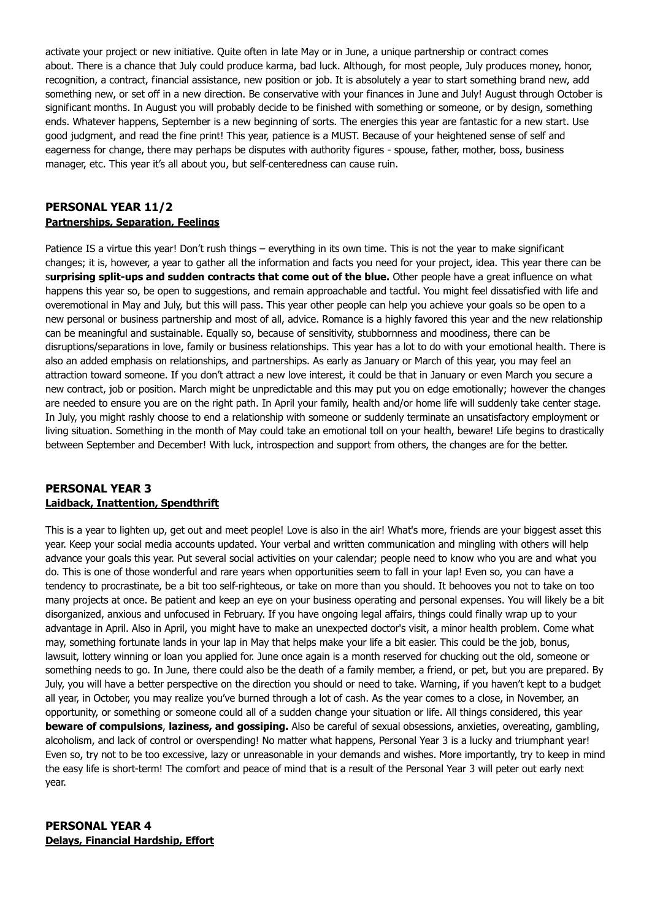activate your project or new initiative. Quite often in late May or in June, a unique partnership or contract comes about. There is a chance that July could produce karma, bad luck. Although, for most people, July produces money, honor, recognition, a contract, financial assistance, new position or job. It is absolutely a year to start something brand new, add something new, or set off in a new direction. Be conservative with your finances in June and July! August through October is significant months. In August you will probably decide to be finished with something or someone, or by design, something ends. Whatever happens, September is a new beginning of sorts. The energies this year are fantastic for a new start. Use good judgment, and read the fine print! This year, patience is a MUST. Because of your heightened sense of self and eagerness for change, there may perhaps be disputes with authority figures - spouse, father, mother, boss, business manager, etc. This year it's all about you, but self-centeredness can cause ruin.

## PERSONAL YEAR 11/2

**Partnerships, Separation, Feelings**

Patience IS a virtue this year! Don't rush things – everything in its own time. This is not the year to make significant changes; it is, however, a year to gather all the information and facts you need for your project, idea. This year there can be s**urprising split-ups and sudden contracts that come out of the blue.** Other people have a great influence on what happens this year so, be open to suggestions, and remain approachable and tactful. You might feel dissatisfied with life and overemotional in May and July, but this will pass. This year other people can help you achieve your goals so be open to a new personal or business partnership and most of all, advice. Romance is a highly favored this year and the new relationship can be meaningful and sustainable. Equally so, because of sensitivity, stubbornness and moodiness, there can be disruptions/separations in love, family or business relationships. This year has a lot to do with your emotional health. There is also an added emphasis on relationships, and partnerships. As early as January or March of this year, you may feel an attraction toward someone. If you don't attract a new love interest, it could be that in January or even March you secure a new contract, job or position. March might be unpredictable and this may put you on edge emotionally; however the changes are needed to ensure you are on the right path. In April your family, health and/or home life will suddenly take center stage. In July, you might rashly choose to end a relationship with someone or suddenly terminate an unsatisfactory employment or living situation. Something in the month of May could take an emotional toll on your health, beware! Life begins to drastically between September and December! With luck, introspection and support from others, the changes are for the better.

## PERSONAL YEAR 3

**Laidback, Inattention, Spendthrift**

This is a year to lighten up, get out and meet people! Love is also in the air! What's more, friends are your biggest asset this year. Keep your social media accounts updated. Your verbal and written communication and mingling with others will help advance your goals this year. Put several social activities on your calendar; people need to know who you are and what you do. This is one of those wonderful and rare years when opportunities seem to fall in your lap! Even so, you can have a tendency to procrastinate, be a bit too self-righteous, or take on more than you should. It behooves you not to take on too many projects at once. Be patient and keep an eye on your business operating and personal expenses. You will likely be a bit disorganized, anxious and unfocused in February. If you have ongoing legal affairs, things could finally wrap up to your advantage in April. Also in April, you might have to make an unexpected doctor's visit, a minor health problem. Come what may, something fortunate lands in your lap in May that helps make your life a bit easier. This could be the job, bonus, lawsuit, lottery winning or loan you applied for. June once again is a month reserved for chucking out the old, someone or something needs to go. In June, there could also be the death of a family member, a friend, or pet, but you are prepared. By July, you will have a better perspective on the direction you should or need to take. Warning, if you haven't kept to a budget all year, in October, you may realize you've burned through a lot of cash. As the year comes to a close, in November, an opportunity, or something or someone could all of a sudden change your situation or life. All things considered, this year **beware of compulsions**, **laziness, and gossiping.** Also be careful of sexual obsessions, anxieties, overeating, gambling, alcoholism, and lack of control or overspending! No matter what happens, Personal Year 3 is a lucky and triumphant year! Even so, try not to be too excessive, lazy or unreasonable in your demands and wishes. More importantly, try to keep in mind the easy life is short-term! The comfort and peace of mind that is a result of the Personal Year 3 will peter out early next year.

## PERSONAL YEAR 4

**Delays, Financial Hardship, Effort**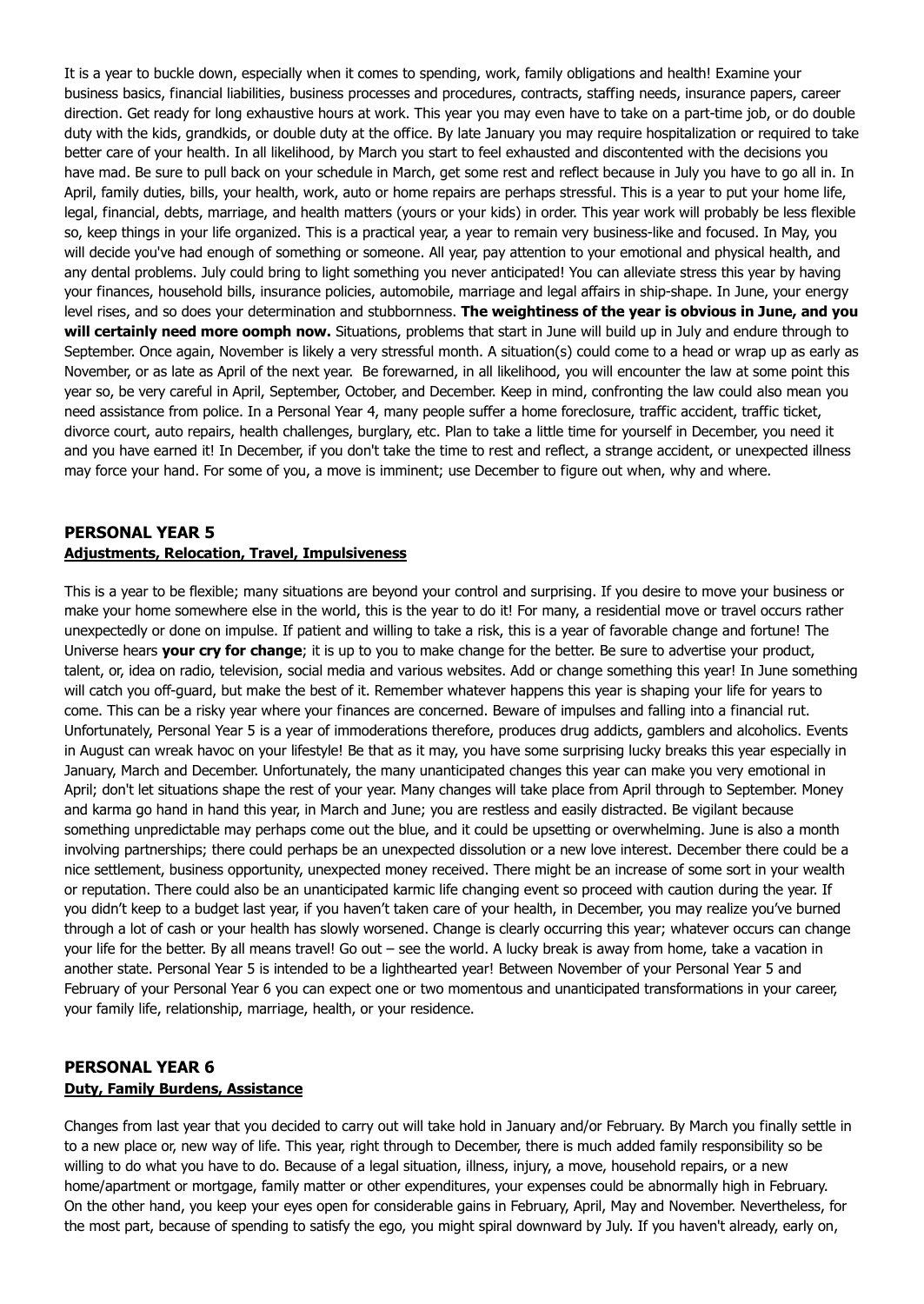It is a year to buckle down, especially when it comes to spending, work, family obligations and health! Examine your business basics, financial liabilities, business processes and procedures, contracts, staffing needs, insurance papers, career direction. Get ready for long exhaustive hours at work. This year you may even have to take on a part-time job, or do double duty with the kids, grandkids, or double duty at the office. By late January you may require hospitalization or required to take better care of your health. In all likelihood, by March you start to feel exhausted and discontented with the decisions you have mad. Be sure to pull back on your schedule in March, get some rest and reflect because in July you have to go all in. In April, family duties, bills, your health, work, auto or home repairs are perhaps stressful. This is a year to put your home life, legal, financial, debts, marriage, and health matters (yours or your kids) in order. This year work will probably be less flexible so, keep things in your life organized. This is a practical year, a year to remain very business-like and focused. In May, you will decide you've had enough of something or someone. All year, pay attention to your emotional and physical health, and any dental problems. July could bring to light something you never anticipated! You can alleviate stress this year by having your finances, household bills, insurance policies, automobile, marriage and legal affairs in ship-shape. In June, your energy level rises, and so does your determination and stubbornness. **The weightiness of the year is obvious in June, and you will certainly need more oomph now.** Situations, problems that start in June will build up in July and endure through to September. Once again, November is likely a very stressful month. A situation(s) could come to a head or wrap up as early as November, or as late as April of the next year. Be forewarned, in all likelihood, you will encounter the law at some point this year so, be very careful in April, September, October, and December. Keep in mind, confronting the law could also mean you need assistance from police. In a Personal Year 4, many people suffer a home foreclosure, traffic accident, traffic ticket, divorce court, auto repairs, health challenges, burglary, etc. Plan to take a little time for yourself in December, you need it and you have earned it! In December, if you don't take the time to rest and reflect, a strange accident, or unexpected illness may force your hand. For some of you, a move is imminent; use December to figure out when, why and where.

## PERSONAL YEAR 5

**Adjustments, Relocation, Travel, Impulsiveness**

This is a year to be flexible; many situations are beyond your control and surprising. If you desire to move your business or make your home somewhere else in the world, this is the year to do it! For many, a residential move or travel occurs rather unexpectedly or done on impulse. If patient and willing to take a risk, this is a year of favorable change and fortune! The Universe hears **your cry for change**; it is up to you to make change for the better. Be sure to advertise your product, talent, or, idea on radio, television, social media and various websites. Add or change something this year! In June something will catch you off-guard, but make the best of it. Remember whatever happens this year is shaping your life for years to come. This can be a risky year where your finances are concerned. Beware of impulses and falling into a financial rut. Unfortunately, Personal Year 5 is a year of immoderations therefore, produces drug addicts, gamblers and alcoholics. Events in August can wreak havoc on your lifestyle! Be that as it may, you have some surprising lucky breaks this year especially in January, March and December. Unfortunately, the many unanticipated changes this year can make you very emotional in April; don't let situations shape the rest of your year. Many changes will take place from April through to September. Money and karma go hand in hand this year, in March and June; you are restless and easily distracted. Be vigilant because something unpredictable may perhaps come out the blue, and it could be upsetting or overwhelming. June is also a month involving partnerships; there could perhaps be an unexpected dissolution or a new love interest. December there could be a nice settlement, business opportunity, unexpected money received. There might be an increase of some sort in your wealth or reputation. There could also be an unanticipated karmic life changing event so proceed with caution during the year. If you didn't keep to a budget last year, if you haven't taken care of your health, in December, you may realize you've burned through a lot of cash or your health has slowly worsened. Change is clearly occurring this year; whatever occurs can change your life for the better. By all means travel! Go out – see the world. A lucky break is away from home, take a vacation in another state. Personal Year 5 is intended to be a lighthearted year! Between November of your Personal Year 5 and February of your Personal Year 6 you can expect one or two momentous and unanticipated transformations in your career, your family life, relationship, marriage, health, or your residence.

## PERSONAL YEAR 6

**Duty, Family Burdens, Assistance**

Changes from last year that you decided to carry out will take hold in January and/or February. By March you finally settle in to a new place or, new way of life. This year, right through to December, there is much added family responsibility so be willing to do what you have to do. Because of a legal situation, illness, injury, a move, household repairs, or a new home/apartment or mortgage, family matter or other expenditures, your expenses could be abnormally high in February. On the other hand, you keep your eyes open for considerable gains in February, April, May and November. Nevertheless, for the most part, because of spending to satisfy the ego, you might spiral downward by July. If you haven't already, early on,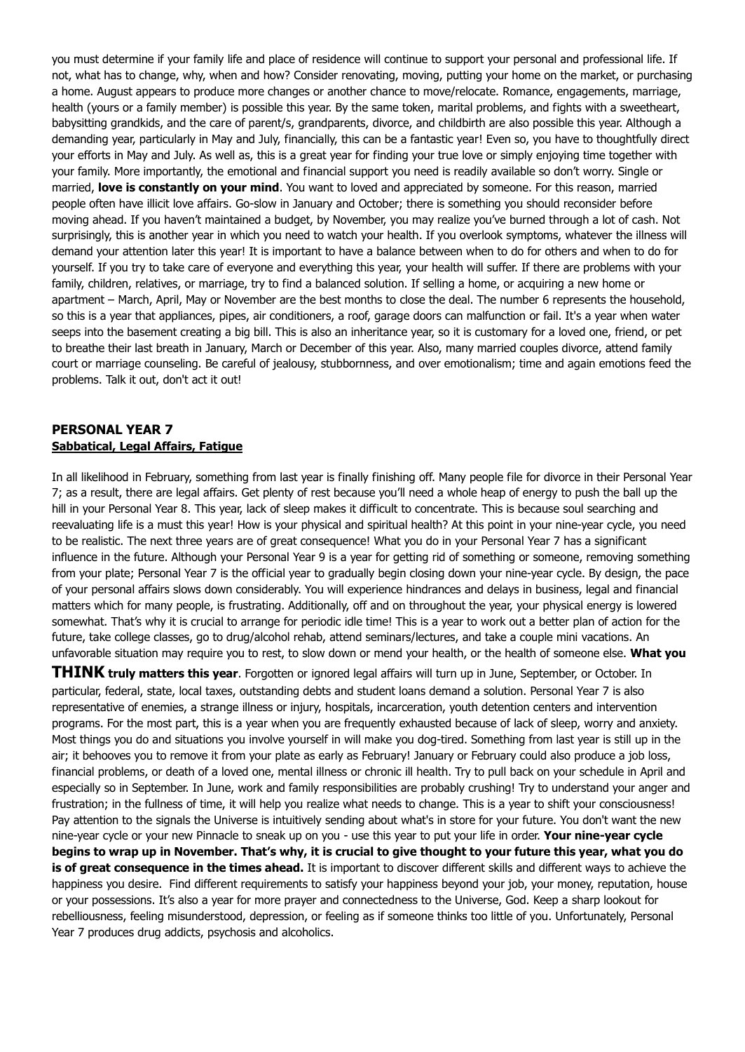you must determine if your family life and place of residence will continue to support your personal and professional life. If not, what has to change, why, when and how? Consider renovating, moving, putting your home on the market, or purchasing a home. August appears to produce more changes or another chance to move/relocate. Romance, engagements, marriage, health (yours or a family member) is possible this year. By the same token, marital problems, and fights with a sweetheart, babysitting grandkids, and the care of parent/s, grandparents, divorce, and childbirth are also possible this year. Although a demanding year, particularly in May and July, financially, this can be a fantastic year! Even so, you have to thoughtfully direct your efforts in May and July. As well as, this is a great year for finding your true love or simply enjoying time together with your family. More importantly, the emotional and financial support you need is readily available so don't worry. Single or married, **love is constantly on your mind**. You want to loved and appreciated by someone. For this reason, married people often have illicit love affairs. Go-slow in January and October; there is something you should reconsider before moving ahead. If you haven't maintained a budget, by November, you may realize you've burned through a lot of cash. Not surprisingly, this is another year in which you need to watch your health. If you overlook symptoms, whatever the illness will demand your attention later this year! It is important to have a balance between when to do for others and when to do for yourself. If you try to take care of everyone and everything this year, your health will suffer. If there are problems with your family, children, relatives, or marriage, try to find a balanced solution. If selling a home, or acquiring a new home or apartment – March, April, May or November are the best months to close the deal. The number 6 represents the household, so this is a year that appliances, pipes, air conditioners, a roof, garage doors can malfunction or fail. It's a year when water seeps into the basement creating a big bill. This is also an inheritance year, so it is customary for a loved one, friend, or pet to breathe their last breath in January, March or December of this year. Also, many married couples divorce, attend family court or marriage counseling. Be careful of jealousy, stubbornness, and over emotionalism; time and again emotions feed the problems. Talk it out, don't act it out!

## PERSONAL YEAR 7

**Sabbatical, Legal Affairs, Fatigue**

In all likelihood in February, something from last year is finally finishing off. Many people file for divorce in their Personal Year 7; as a result, there are legal affairs. Get plenty of rest because you'll need a whole heap of energy to push the ball up the hill in your Personal Year 8. This year, lack of sleep makes it difficult to concentrate. This is because soul searching and reevaluating life is a must this year! How is your physical and spiritual health? At this point in your nine-year cycle, you need to be realistic. The next three years are of great consequence! What you do in your Personal Year 7 has a significant influence in the future. Although your Personal Year 9 is a year for getting rid of something or someone, removing something from your plate; Personal Year 7 is the official year to gradually begin closing down your nine-year cycle. By design, the pace of your personal affairs slows down considerably. You will experience hindrances and delays in business, legal and financial matters which for many people, is frustrating. Additionally, off and on throughout the year, your physical energy is lowered somewhat. That's why it is crucial to arrange for periodic idle time! This is a year to work out a better plan of action for the future, take college classes, go to drug/alcohol rehab, attend seminars/lectures, and take a couple mini vacations. An unfavorable situation may require you to rest, to slow down or mend your health, or the health of someone else. **What you THINK truly matters this year**. Forgotten or ignored legal affairs will turn up in June, September, or October. In particular, federal, state, local taxes, outstanding debts and student loans demand a solution. Personal Year 7 is also representative of enemies, a strange illness or injury, hospitals, incarceration, youth detention centers and intervention programs. For the most part, this is a year when you are frequently exhausted because of lack of sleep, worry and anxiety. Most things you do and situations you involve yourself in will make you dog-tired. Something from last year is still up in the air; it behooves you to remove it from your plate as early as February! January or February could also produce a job loss, financial problems, or death of a loved one, mental illness or chronic ill health. Try to pull back on your schedule in April and especially so in September. In June, work and family responsibilities are probably crushing! Try to understand your anger and frustration; in the fullness of time, it will help you realize what needs to change. This is a year to shift your consciousness! Pay attention to the signals the Universe is intuitively sending about what's in store for your future. You don't want the new nine-year cycle or your new Pinnacle to sneak up on you - use this year to put your life in order. **Your nine-year cycle begins to wrap up in November. That's why, it is crucial to give thought to your future this year, what you do is of great consequence in the times ahead.** It is important to discover different skills and different ways to achieve the happiness you desire. Find different requirements to satisfy your happiness beyond your job, your money, reputation, house or your possessions. It's also a year for more prayer and connectedness to the Universe, God. Keep a sharp lookout for rebelliousness, feeling misunderstood, depression, or feeling as if someone thinks too little of you. Unfortunately, Personal Year 7 produces drug addicts, psychosis and alcoholics.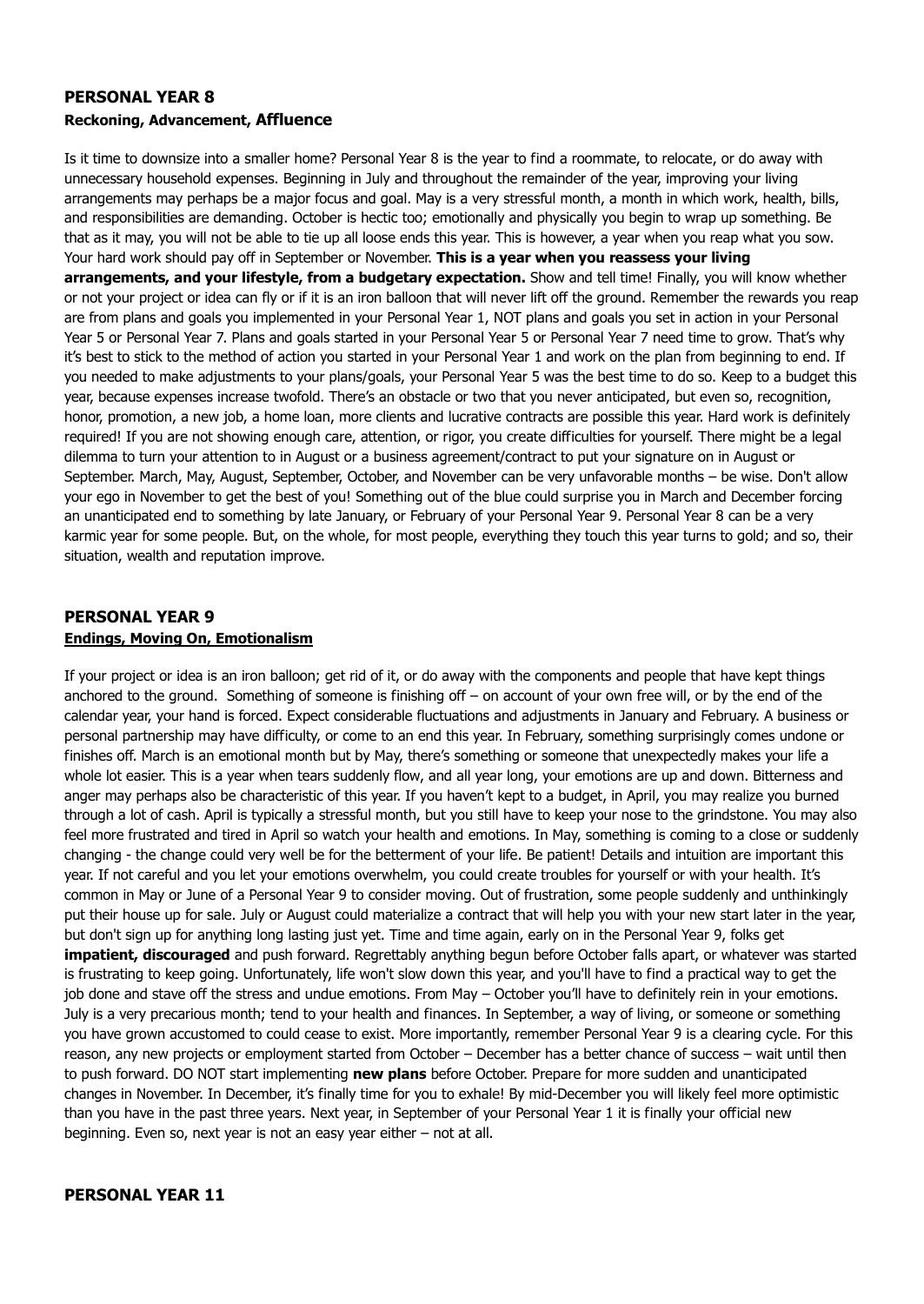## PERSONAL YEAR 8

**Reckoning, Advancement, Affluence**

Is it time to downsize into a smaller home? Personal Year 8 is the year to find a roommate, to relocate, or do away with unnecessary household expenses. Beginning in July and throughout the remainder of the year, improving your living arrangements may perhaps be a major focus and goal. May is a very stressful month, a month in which work, health, bills, and responsibilities are demanding. October is hectic too; emotionally and physically you begin to wrap up something. Be that as it may, you will not be able to tie up all loose ends this year. This is however, a year when you reap what you sow. Your hard work should pay off in September or November. **This is a year when you reassess your living arrangements, and your lifestyle, from a budgetary expectation.** Show and tell time! Finally, you will know whether or not your project or idea can fly or if it is an iron balloon that will never lift off the ground. Remember the rewards you reap are from plans and goals you implemented in your Personal Year 1, NOT plans and goals you set in action in your Personal Year 5 or Personal Year 7. Plans and goals started in your Personal Year 5 or Personal Year 7 need time to grow. That's why it's best to stick to the method of action you started in your Personal Year 1 and work on the plan from beginning to end. If you needed to make adjustments to your plans/goals, your Personal Year 5 was the best time to do so. Keep to a budget this year, because expenses increase twofold. There's an obstacle or two that you never anticipated, but even so, recognition, honor, promotion, a new job, a home loan, more clients and lucrative contracts are possible this year. Hard work is definitely required! If you are not showing enough care, attention, or rigor, you create difficulties for yourself. There might be a legal dilemma to turn your attention to in August or a business agreement/contract to put your signature on in August or September. March, May, August, September, October, and November can be very unfavorable months – be wise. Don't allow your ego in November to get the best of you! Something out of the blue could surprise you in March and December forcing an unanticipated end to something by late January, or February of your Personal Year 9. Personal Year 8 can be a very karmic year for some people. But, on the whole, for most people, everything they touch this year turns to gold; and so, their situation, wealth and reputation improve.

## PERSONAL YEAR 9

**Endings, Moving On, Emotionalism**

If your project or idea is an iron balloon; get rid of it, or do away with the components and people that have kept things anchored to the ground. Something of someone is finishing off – on account of your own free will, or by the end of the calendar year, your hand is forced. Expect considerable fluctuations and adjustments in January and February. A business or personal partnership may have difficulty, or come to an end this year. In February, something surprisingly comes undone or finishes off. March is an emotional month but by May, there's something or someone that unexpectedly makes your life a whole lot easier. This is a year when tears suddenly flow, and all year long, your emotions are up and down. Bitterness and anger may perhaps also be characteristic of this year. If you haven't kept to a budget, in April, you may realize you burned through a lot of cash. April is typically a stressful month, but you still have to keep your nose to the grindstone. You may also feel more frustrated and tired in April so watch your health and emotions. In May, something is coming to a close or suddenly changing - the change could very well be for the betterment of your life. Be patient! Details and intuition are important this year. If not careful and you let your emotions overwhelm, you could create troubles for yourself or with your health. It's common in May or June of a Personal Year 9 to consider moving. Out of frustration, some people suddenly and unthinkingly put their house up for sale. July or August could materialize a contract that will help you with your new start later in the year, but don't sign up for anything long lasting just yet. Time and time again, early on in the Personal Year 9, folks get **impatient, discouraged** and push forward. Regrettably anything begun before October falls apart, or whatever was started is frustrating to keep going. Unfortunately, life won't slow down this year, and you'll have to find a practical way to get the job done and stave off the stress and undue emotions. From May – October you'll have to definitely rein in your emotions. July is a very precarious month; tend to your health and finances. In September, a way of living, or someone or something you have grown accustomed to could cease to exist. More importantly, remember Personal Year 9 is a clearing cycle. For this reason, any new projects or employment started from October – December has a better chance of success – wait until then to push forward. DO NOT start implementing **new plans** before October. Prepare for more sudden and unanticipated changes in November. In December, it's finally time for you to exhale! By mid-December you will likely feel more optimistic than you have in the past three years. Next year, in September of your Personal Year 1 it is finally your official new beginning. Even so, next year is not an easy year either – not at all.

## PERSONAL YEAR 11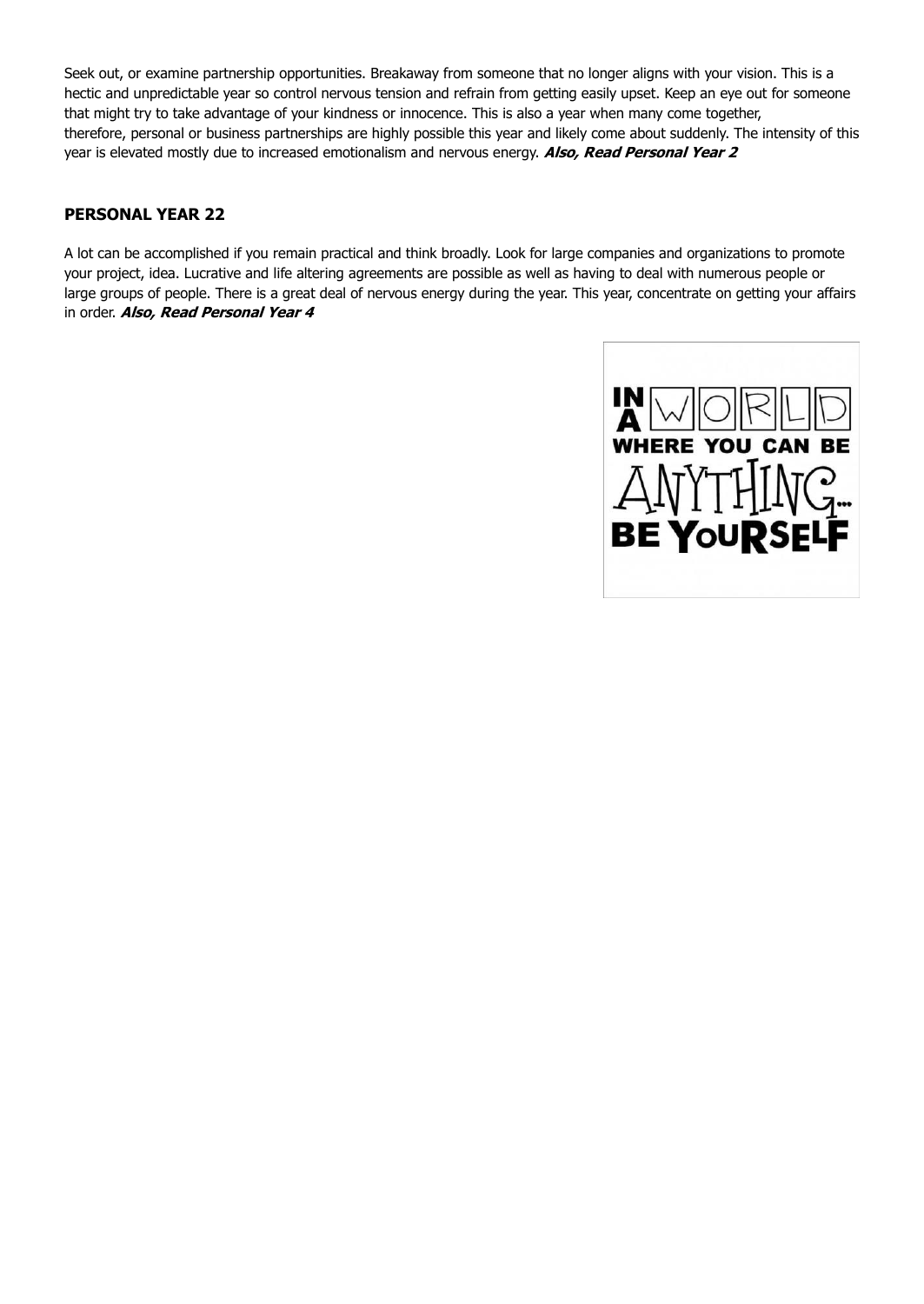Seek out, or examine partnership opportunities. Breakaway from someone that no longer aligns with your vision. This is a hectic and unpredictable year so control nervous tension and refrain from getting easily upset. Keep an eye out for someone that might try to take advantage of your kindness or innocence. This is also a year when many come together, therefore, personal or business partnerships are highly possible this year and likely come about suddenly. The intensity of this year is elevated mostly due to increased emotionalism and nervous energy. ***Also, Read Personal Year 2***

## PERSONAL YEAR 22

A lot can be accomplished if you remain practical and think broadly. Look for large companies and organizations to promote your project, idea. Lucrative and life altering agreements are possible as well as having to deal with numerous people or large groups of people. There is a great deal of nervous energy during the year. This year, concentrate on getting your affairs in order. ***Also, Read Personal Year 4***